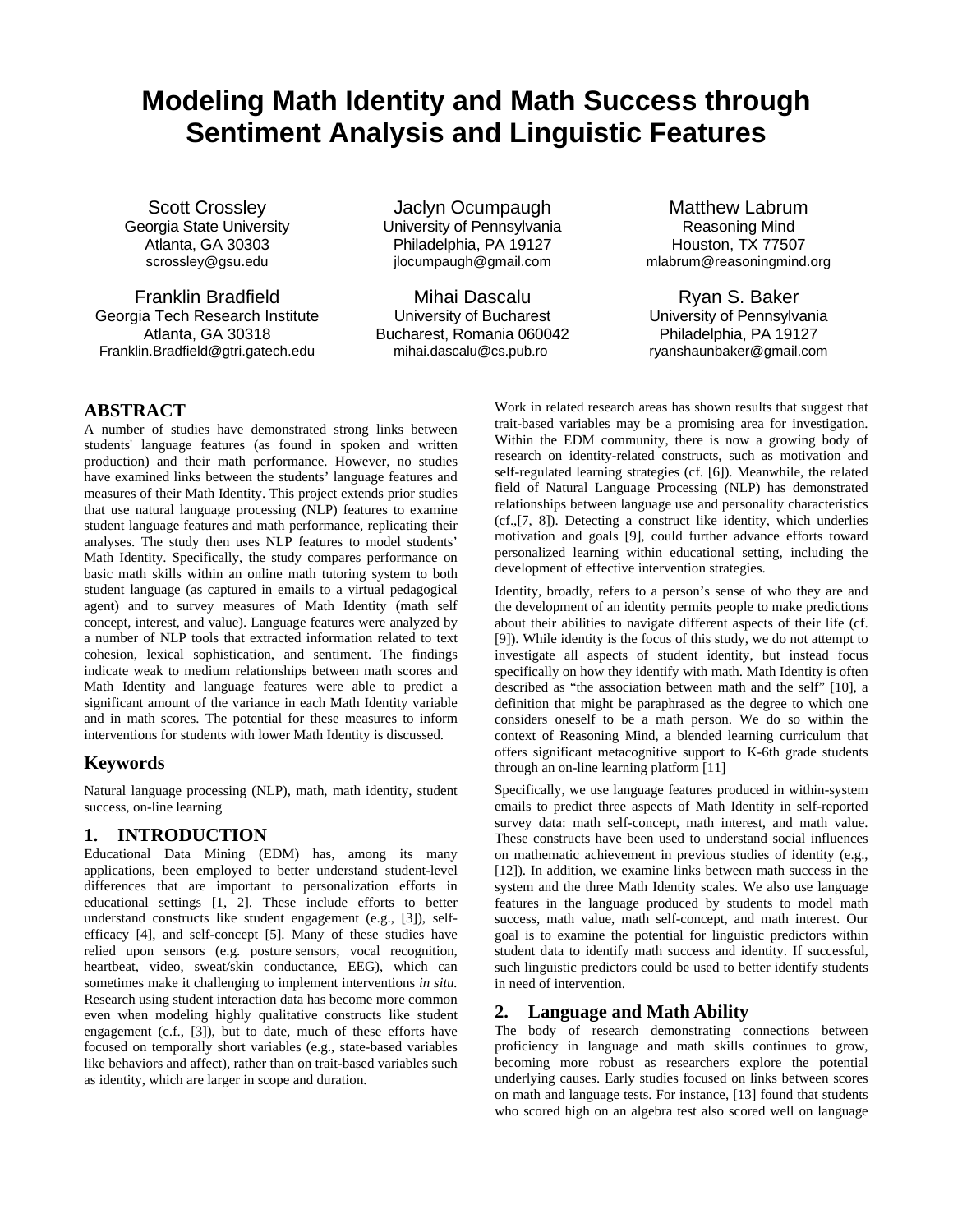# Modeling Math Identity and Math Success through Sentiment Analysis and Linguistic Features

Scott Crossley
Georgia State University
Atlanta, GA 30303
scrossley@gsu.edu

Jaclyn Ocumpaugh
University of Pennsylvania
Philadelphia, PA 19127
jlocumpaugh@gmail.com

Matthew Labrum
Reasoning Mind
Houston, TX 77507
mlabrum@reasoningmind.org

Franklin Bradfield
Georgia Tech Research Institute
Atlanta, GA 30318
Franklin.Bradfield@gtri.gatech.edu

Mihai Dascalu
University of Bucharest
Bucharest, Romania 060042
mihai.dascalu@cs.pub.ro

Ryan S. Baker
University of Pennsylvania
Philadelphia, PA 19127
ryanshaunbaker@gmail.com

## ABSTRACT

A number of studies have demonstrated strong links between students' language features (as found in spoken and written production) and their math performance. However, no studies have examined links between the students' language features and measures of their Math Identity. This project extends prior studies that use natural language processing (NLP) features to examine student language features and math performance, replicating their analyses. The study then uses NLP features to model students' Math Identity. Specifically, the study compares performance on basic math skills within an online math tutoring system to both student language (as captured in emails to a virtual pedagogical agent) and to survey measures of Math Identity (math self concept, interest, and value). Language features were analyzed by a number of NLP tools that extracted information related to text cohesion, lexical sophistication, and sentiment. The findings indicate weak to medium relationships between math scores and Math Identity and language features were able to predict a significant amount of the variance in each Math Identity variable and in math scores. The potential for these measures to inform interventions for students with lower Math Identity is discussed.

### Keywords

Natural language processing (NLP), math, math identity, student success, on-line learning

## 1. INTRODUCTION

Educational Data Mining (EDM) has, among its many applications, been employed to better understand student-level differences that are important to personalization efforts in educational settings [1, 2]. These include efforts to better understand constructs like student engagement (e.g., [3]), self-efficacy [4], and self-concept [5]. Many of these studies have relied upon sensors (e.g. posture sensors, vocal recognition, heartbeat, video, sweat/skin conductance, EEG), which can sometimes make it challenging to implement interventions *in situ*. Research using student interaction data has become more common even when modeling highly qualitative constructs like student engagement (c.f., [3]), but to date, much of these efforts have focused on temporally short variables (e.g., state-based variables like behaviors and affect), rather than on trait-based variables such as identity, which are larger in scope and duration.

Work in related research areas has shown results that suggest that trait-based variables may be a promising area for investigation. Within the EDM community, there is now a growing body of research on identity-related constructs, such as motivation and self-regulated learning strategies (cf. [6]). Meanwhile, the related field of Natural Language Processing (NLP) has demonstrated relationships between language use and personality characteristics (cf.,[7, 8]). Detecting a construct like identity, which underlies motivation and goals [9], could further advance efforts toward personalized learning within educational setting, including the development of effective intervention strategies.

Identity, broadly, refers to a person's sense of who they are and the development of an identity permits people to make predictions about their abilities to navigate different aspects of their life (cf. [9]). While identity is the focus of this study, we do not attempt to investigate all aspects of student identity, but instead focus specifically on how they identify with math. Math Identity is often described as "the association between math and the self" [10], a definition that might be paraphrased as the degree to which one considers oneself to be a math person. We do so within the context of Reasoning Mind, a blended learning curriculum that offers significant metacognitive support to K-6th grade students through an on-line learning platform [11]

Specifically, we use language features produced in within-system emails to predict three aspects of Math Identity in self-reported survey data: math self-concept, math interest, and math value. These constructs have been used to understand social influences on mathematic achievement in previous studies of identity (e.g., [12]). In addition, we examine links between math success in the system and the three Math Identity scales. We also use language features in the language produced by students to model math success, math value, math self-concept, and math interest. Our goal is to examine the potential for linguistic predictors within student data to identify math success and identity. If successful, such linguistic predictors could be used to better identify students in need of intervention.

## 2. Language and Math Ability

The body of research demonstrating connections between proficiency in language and math skills continues to grow, becoming more robust as researchers explore the potential underlying causes. Early studies focused on links between scores on math and language tests. For instance, [13] found that students who scored high on an algebra test also scored well on language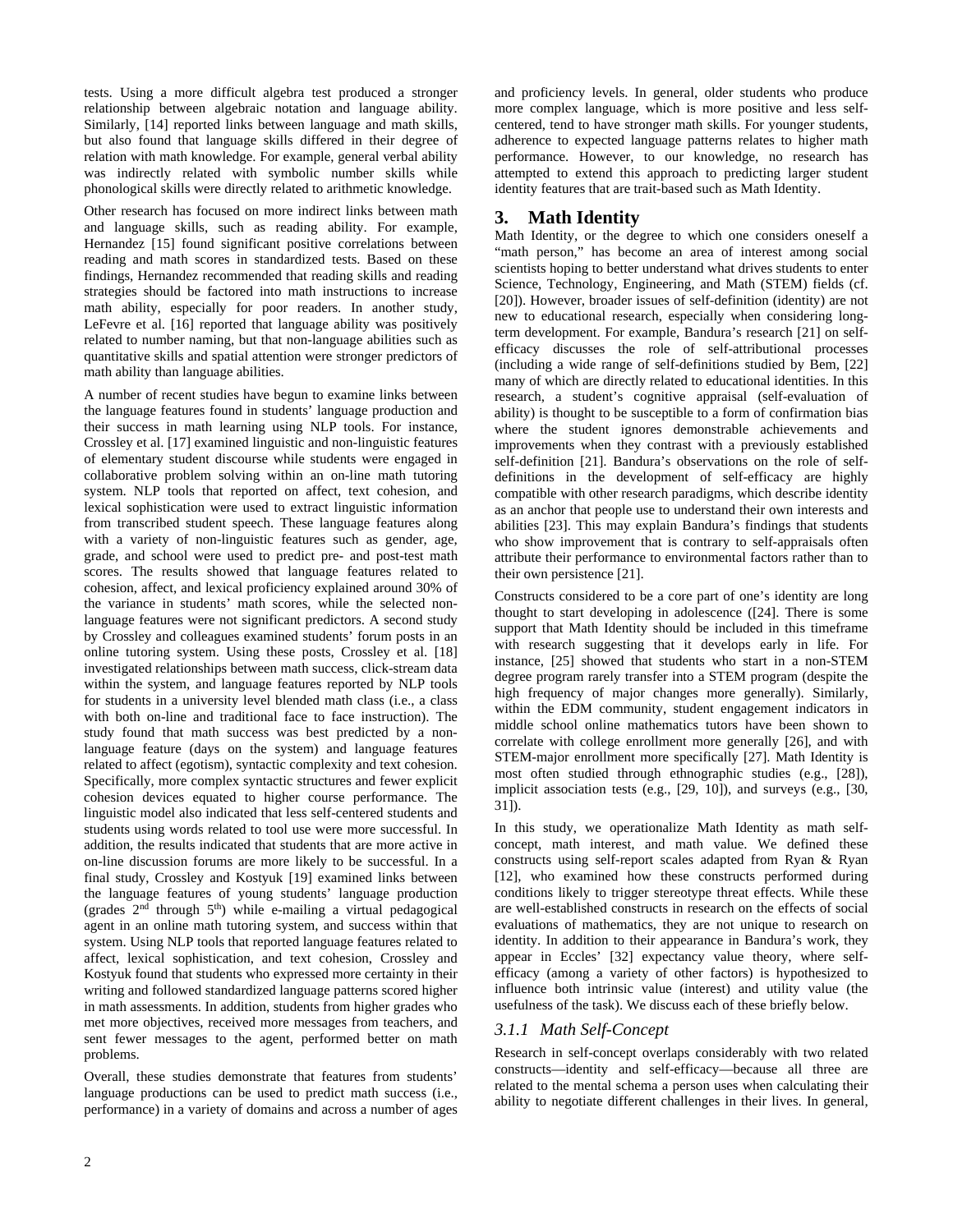tests. Using a more difficult algebra test produced a stronger relationship between algebraic notation and language ability. Similarly, [14] reported links between language and math skills, but also found that language skills differed in their degree of relation with math knowledge. For example, general verbal ability was indirectly related with symbolic number skills while phonological skills were directly related to arithmetic knowledge.

Other research has focused on more indirect links between math and language skills, such as reading ability. For example, Hernandez [15] found significant positive correlations between reading and math scores in standardized tests. Based on these findings, Hernandez recommended that reading skills and reading strategies should be factored into math instructions to increase math ability, especially for poor readers. In another study, LeFevre et al. [16] reported that language ability was positively related to number naming, but that non-language abilities such as quantitative skills and spatial attention were stronger predictors of math ability than language abilities.

A number of recent studies have begun to examine links between the language features found in students' language production and their success in math learning using NLP tools. For instance, Crossley et al. [17] examined linguistic and non-linguistic features of elementary student discourse while students were engaged in collaborative problem solving within an on-line math tutoring system. NLP tools that reported on affect, text cohesion, and lexical sophistication were used to extract linguistic information from transcribed student speech. These language features along with a variety of non-linguistic features such as gender, age, grade, and school were used to predict pre- and post-test math scores. The results showed that language features related to cohesion, affect, and lexical proficiency explained around 30% of the variance in students' math scores, while the selected non-language features were not significant predictors. A second study by Crossley and colleagues examined students' forum posts in an online tutoring system. Using these posts, Crossley et al. [18] investigated relationships between math success, click-stream data within the system, and language features reported by NLP tools for students in a university level blended math class (i.e., a class with both on-line and traditional face to face instruction). The study found that math success was best predicted by a non-language feature (days on the system) and language features related to affect (egotism), syntactic complexity and text cohesion. Specifically, more complex syntactic structures and fewer explicit cohesion devices equated to higher course performance. The linguistic model also indicated that less self-centered students and students using words related to tool use were more successful. In addition, the results indicated that students that are more active in on-line discussion forums are more likely to be successful. In a final study, Crossley and Kostyuk [19] examined links between the language features of young students' language production (grades 2nd through 5th) while e-mailing a virtual pedagogical agent in an online math tutoring system, and success within that system. Using NLP tools that reported language features related to affect, lexical sophistication, and text cohesion, Crossley and Kostyuk found that students who expressed more certainty in their writing and followed standardized language patterns scored higher in math assessments. In addition, students from higher grades who met more objectives, received more messages from teachers, and sent fewer messages to the agent, performed better on math problems.

Overall, these studies demonstrate that features from students' language productions can be used to predict math success (i.e., performance) in a variety of domains and across a number of ages and proficiency levels. In general, older students who produce more complex language, which is more positive and less self-centered, tend to have stronger math skills. For younger students, adherence to expected language patterns relates to higher math performance. However, to our knowledge, no research has attempted to extend this approach to predicting larger student identity features that are trait-based such as Math Identity.

## 3. Math Identity

Math Identity, or the degree to which one considers oneself a "math person," has become an area of interest among social scientists hoping to better understand what drives students to enter Science, Technology, Engineering, and Math (STEM) fields (cf. [20]). However, broader issues of self-definition (identity) are not new to educational research, especially when considering long-term development. For example, Bandura's research [21] on self-efficacy discusses the role of self-attributional processes (including a wide range of self-definitions studied by Bem, [22] many of which are directly related to educational identities. In this research, a student's cognitive appraisal (self-evaluation of ability) is thought to be susceptible to a form of confirmation bias where the student ignores demonstrable achievements and improvements when they contrast with a previously established self-definition [21]. Bandura's observations on the role of self-definitions in the development of self-efficacy are highly compatible with other research paradigms, which describe identity as an anchor that people use to understand their own interests and abilities [23]. This may explain Bandura's findings that students who show improvement that is contrary to self-appraisals often attribute their performance to environmental factors rather than to their own persistence [21].

Constructs considered to be a core part of one's identity are long thought to start developing in adolescence ([24]. There is some support that Math Identity should be included in this timeframe with research suggesting that it develops early in life. For instance, [25] showed that students who start in a non-STEM degree program rarely transfer into a STEM program (despite the high frequency of major changes more generally). Similarly, within the EDM community, student engagement indicators in middle school online mathematics tutors have been shown to correlate with college enrollment more generally [26], and with STEM-major enrollment more specifically [27]. Math Identity is most often studied through ethnographic studies (e.g., [28]), implicit association tests (e.g., [29, 10]), and surveys (e.g., [30, 31]).

In this study, we operationalize Math Identity as math self-concept, math interest, and math value. We defined these constructs using self-report scales adapted from Ryan & Ryan [12], who examined how these constructs performed during conditions likely to trigger stereotype threat effects. While these are well-established constructs in research on the effects of social evaluations of mathematics, they are not unique to research on identity. In addition to their appearance in Bandura's work, they appear in Eccles' [32] expectancy value theory, where self-efficacy (among a variety of other factors) is hypothesized to influence both intrinsic value (interest) and utility value (the usefulness of the task). We discuss each of these briefly below.

### *3.1.1 Math Self-Concept*

Research in self-concept overlaps considerably with two related constructs—identity and self-efficacy—because all three are related to the mental schema a person uses when calculating their ability to negotiate different challenges in their lives. In general,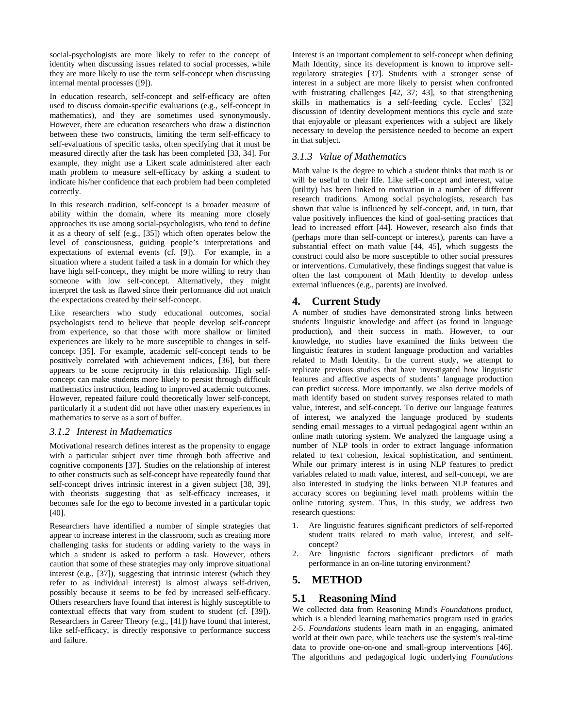social-psychologists are more likely to refer to the concept of identity when discussing issues related to social processes, while they are more likely to use the term self-concept when discussing internal mental processes ([9]).

In education research, self-concept and self-efficacy are often used to discuss domain-specific evaluations (e.g., self-concept in mathematics), and they are sometimes used synonymously. However, there are education researchers who draw a distinction between these two constructs, limiting the term self-efficacy to self-evaluations of specific tasks, often specifying that it must be measured directly after the task has been completed [33, 34]. For example, they might use a Likert scale administered after each math problem to measure self-efficacy by asking a student to indicate his/her confidence that each problem had been completed correctly.

In this research tradition, self-concept is a broader measure of ability within the domain, where its meaning more closely approaches its use among social-psychologists, who tend to define it as a theory of self (e.g., [35]) which often operates below the level of consciousness, guiding people's interpretations and expectations of external events (cf. [9]). For example, in a situation where a student failed a task in a domain for which they have high self-concept, they might be more willing to retry than someone with low self-concept. Alternatively, they might interpret the task as flawed since their performance did not match the expectations created by their self-concept.

Like researchers who study educational outcomes, social psychologists tend to believe that people develop self-concept from experience, so that those with more shallow or limited experiences are likely to be more susceptible to changes in self-concept [35]. For example, academic self-concept tends to be positively correlated with achievement indices, [36], but there appears to be some reciprocity in this relationship. High self-concept can make students more likely to persist through difficult mathematics instruction, leading to improved academic outcomes. However, repeated failure could theoretically lower self-concept, particularly if a student did not have other mastery experiences in mathematics to serve as a sort of buffer.

### *3.1.2 Interest in Mathematics*

Motivational research defines interest as the propensity to engage with a particular subject over time through both affective and cognitive components [37]. Studies on the relationship of interest to other constructs such as self-concept have repeatedly found that self-concept drives intrinsic interest in a given subject [38, 39], with theorists suggesting that as self-efficacy increases, it becomes safe for the ego to become invested in a particular topic [40].

Researchers have identified a number of simple strategies that appear to increase interest in the classroom, such as creating more challenging tasks for students or adding variety to the ways in which a student is asked to perform a task. However, others caution that some of these strategies may only improve situational interest (e.g., [37]), suggesting that intrinsic interest (which they refer to as individual interest) is almost always self-driven, possibly because it seems to be fed by increased self-efficacy. Others researchers have found that interest is highly susceptible to contextual effects that vary from student to student (cf. [39]). Researchers in Career Theory (e.g., [41]) have found that interest, like self-efficacy, is directly responsive to performance success and failure.

Interest is an important complement to self-concept when defining Math Identity, since its development is known to improve self-regulatory strategies [37]. Students with a stronger sense of interest in a subject are more likely to persist when confronted with frustrating challenges [42, 37; 43], so that strengthening skills in mathematics is a self-feeding cycle. Eccles' [32] discussion of identity development mentions this cycle and state that enjoyable or pleasant experiences with a subject are likely necessary to develop the persistence needed to become an expert in that subject.

### *3.1.3 Value of Mathematics*

Math value is the degree to which a student thinks that math is or will be useful to their life. Like self-concept and interest, value (utility) has been linked to motivation in a number of different research traditions. Among social psychologists, research has shown that value is influenced by self-concept, and, in turn, that value positively influences the kind of goal-setting practices that lead to increased effort [44]. However, research also finds that (perhaps more than self-concept or interest), parents can have a substantial effect on math value [44, 45], which suggests the construct could also be more susceptible to other social pressures or interventions. Cumulatively, these findings suggest that value is often the last component of Math Identity to develop unless external influences (e.g., parents) are involved.

## 4. Current Study

A number of studies have demonstrated strong links between students' linguistic knowledge and affect (as found in language production), and their success in math. However, to our knowledge, no studies have examined the links between the linguistic features in student language production and variables related to Math Identity. In the current study, we attempt to replicate previous studies that have investigated how linguistic features and affective aspects of students' language production can predict success. More importantly, we also derive models of math identify based on student survey responses related to math value, interest, and self-concept. To derive our language features of interest, we analyzed the language produced by students sending email messages to a virtual pedagogical agent within an online math tutoring system. We analyzed the language using a number of NLP tools in order to extract language information related to text cohesion, lexical sophistication, and sentiment. While our primary interest is in using NLP features to predict variables related to math value, interest, and self-concept, we are also interested in studying the links between NLP features and accuracy scores on beginning level math problems within the online tutoring system. Thus, in this study, we address two research questions:

1. Are linguistic features significant predictors of self-reported student traits related to math value, interest, and self-concept?
2. Are linguistic factors significant predictors of math performance in an on-line tutoring environment?

## 5. METHOD

## 5.1 Reasoning Mind

We collected data from Reasoning Mind's *Foundations* product, which is a blended learning mathematics program used in grades 2-5. *Foundations* students learn math in an engaging, animated world at their own pace, while teachers use the system's real-time data to provide one-on-one and small-group interventions [46]. The algorithms and pedagogical logic underlying *Foundations*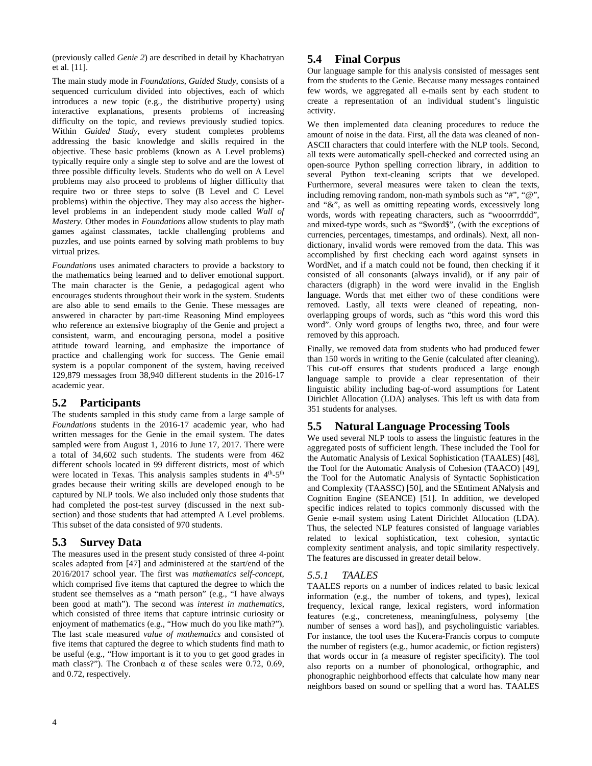(previously called *Genie 2*) are described in detail by Khachatryan et al. [11].

The main study mode in *Foundations*, *Guided Study*, consists of a sequenced curriculum divided into objectives, each of which introduces a new topic (e.g., the distributive property) using interactive explanations, presents problems of increasing difficulty on the topic, and reviews previously studied topics. Within *Guided Study*, every student completes problems addressing the basic knowledge and skills required in the objective. These basic problems (known as A Level problems) typically require only a single step to solve and are the lowest of three possible difficulty levels. Students who do well on A Level problems may also proceed to problems of higher difficulty that require two or three steps to solve (B Level and C Level problems) within the objective. They may also access the higher-level problems in an independent study mode called *Wall of Mastery*. Other modes in *Foundations* allow students to play math games against classmates, tackle challenging problems and puzzles, and use points earned by solving math problems to buy virtual prizes.

*Foundations* uses animated characters to provide a backstory to the mathematics being learned and to deliver emotional support. The main character is the Genie, a pedagogical agent who encourages students throughout their work in the system. Students are also able to send emails to the Genie. These messages are answered in character by part-time Reasoning Mind employees who reference an extensive biography of the Genie and project a consistent, warm, and encouraging persona, model a positive attitude toward learning, and emphasize the importance of practice and challenging work for success. The Genie email system is a popular component of the system, having received 129,879 messages from 38,940 different students in the 2016-17 academic year.

## 5.2 Participants

The students sampled in this study came from a large sample of *Foundations* students in the 2016-17 academic year, who had written messages for the Genie in the email system. The dates sampled were from August 1, 2016 to June 17, 2017. There were a total of 34,602 such students. The students were from 462 different schools located in 99 different districts, most of which were located in Texas. This analysis samples students in 4th-5th grades because their writing skills are developed enough to be captured by NLP tools. We also included only those students that had completed the post-test survey (discussed in the next sub-section) and those students that had attempted A Level problems. This subset of the data consisted of 970 students.

## 5.3 Survey Data

The measures used in the present study consisted of three 4-point scales adapted from [47] and administered at the start/end of the 2016/2017 school year. The first was *mathematics self-concept*, which comprised five items that captured the degree to which the student see themselves as a "math person" (e.g., "I have always been good at math"). The second was *interest in mathematics*, which consisted of three items that capture intrinsic curiosity or enjoyment of mathematics (e.g., "How much do you like math?"). The last scale measured *value of mathematics* and consisted of five items that captured the degree to which students find math to be useful (e.g., "How important is it to you to get good grades in math class?"). The Cronbach $\alpha$ of these scales were 0.72, 0.69, and 0.72, respectively.

## 5.4 Final Corpus

Our language sample for this analysis consisted of messages sent from the students to the Genie. Because many messages contained few words, we aggregated all e-mails sent by each student to create a representation of an individual student's linguistic activity.

We then implemented data cleaning procedures to reduce the amount of noise in the data. First, all the data was cleaned of non-ASCII characters that could interfere with the NLP tools. Second, all texts were automatically spell-checked and corrected using an open-source Python spelling correction library, in addition to several Python text-cleaning scripts that we developed. Furthermore, several measures were taken to clean the texts, including removing random, non-math symbols such as "#", "@", and "&", as well as omitting repeating words, excessively long words, words with repeating characters, such as "wooorrrddd", and mixed-type words, such as "$word$", (with the exceptions of currencies, percentages, timestamps, and ordinals). Next, all non-dictionary, invalid words were removed from the data. This was accomplished by first checking each word against synsets in WordNet, and if a match could not be found, then checking if it consisted of all consonants (always invalid), or if any pair of characters (digraph) in the word were invalid in the English language. Words that met either two of these conditions were removed. Lastly, all texts were cleaned of repeating, non-overlapping groups of words, such as "this word this word this word". Only word groups of lengths two, three, and four were removed by this approach.

Finally, we removed data from students who had produced fewer than 150 words in writing to the Genie (calculated after cleaning). This cut-off ensures that students produced a large enough language sample to provide a clear representation of their linguistic ability including bag-of-word assumptions for Latent Dirichlet Allocation (LDA) analyses. This left us with data from 351 students for analyses.

## 5.5 Natural Language Processing Tools

We used several NLP tools to assess the linguistic features in the aggregated posts of sufficient length. These included the Tool for the Automatic Analysis of Lexical Sophistication (TAALES) [48], the Tool for the Automatic Analysis of Cohesion (TAACO) [49], the Tool for the Automatic Analysis of Syntactic Sophistication and Complexity (TAASSC) [50], and the SEntiment ANalysis and Cognition Engine (SEANCE) [51]. In addition, we developed specific indices related to topics commonly discussed with the Genie e-mail system using Latent Dirichlet Allocation (LDA). Thus, the selected NLP features consisted of language variables related to lexical sophistication, text cohesion, syntactic complexity sentiment analysis, and topic similarity respectively. The features are discussed in greater detail below.

### *5.5.1 TAALES*

TAALES reports on a number of indices related to basic lexical information (e.g., the number of tokens, and types), lexical frequency, lexical range, lexical registers, word information features (e.g., concreteness, meaningfulness, polysemy [the number of senses a word has]), and psycholinguistic variables. For instance, the tool uses the Kucera-Francis corpus to compute the number of registers (e.g., humor academic, or fiction registers) that words occur in (a measure of register specificity). The tool also reports on a number of phonological, orthographic, and phonographic neighborhood effects that calculate how many near neighbors based on sound or spelling that a word has. TAALES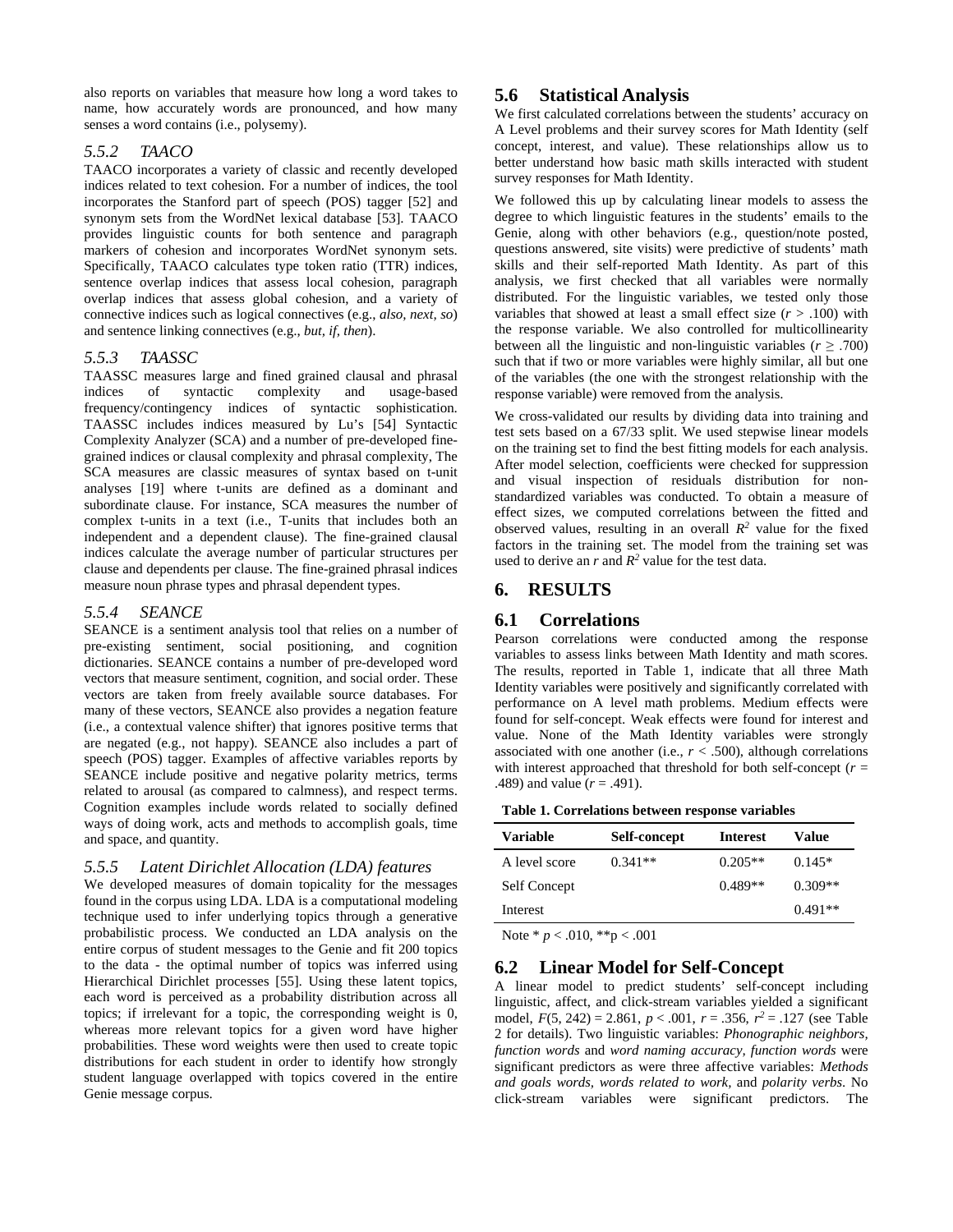also reports on variables that measure how long a word takes to name, how accurately words are pronounced, and how many senses a word contains (i.e., polysemy).

### 5.5.2 TAACO

TAACO incorporates a variety of classic and recently developed indices related to text cohesion. For a number of indices, the tool incorporates the Stanford part of speech (POS) tagger [52] and synonym sets from the WordNet lexical database [53]. TAACO provides linguistic counts for both sentence and paragraph markers of cohesion and incorporates WordNet synonym sets. Specifically, TAACO calculates type token ratio (TTR) indices, sentence overlap indices that assess local cohesion, paragraph overlap indices that assess global cohesion, and a variety of connective indices such as logical connectives (e.g., *also, next, so*) and sentence linking connectives (e.g., *but, if, then*).

### 5.5.3 TAASSC

TAASSC measures large and fined grained clausal and phrasal indices of syntactic complexity and usage-based frequency/contingency indices of syntactic sophistication. TAASSC includes indices measured by Lu's [54] Syntactic Complexity Analyzer (SCA) and a number of pre-developed fine-grained indices or clausal complexity and phrasal complexity, The SCA measures are classic measures of syntax based on t-unit analyses [19] where t-units are defined as a dominant and subordinate clause. For instance, SCA measures the number of complex t-units in a text (i.e., T-units that includes both an independent and a dependent clause). The fine-grained clausal indices calculate the average number of particular structures per clause and dependents per clause. The fine-grained phrasal indices measure noun phrase types and phrasal dependent types.

### 5.5.4 SEANCE

SEANCE is a sentiment analysis tool that relies on a number of pre-existing sentiment, social positioning, and cognition dictionaries. SEANCE contains a number of pre-developed word vectors that measure sentiment, cognition, and social order. These vectors are taken from freely available source databases. For many of these vectors, SEANCE also provides a negation feature (i.e., a contextual valence shifter) that ignores positive terms that are negated (e.g., not happy). SEANCE also includes a part of speech (POS) tagger. Examples of affective variables reports by SEANCE include positive and negative polarity metrics, terms related to arousal (as compared to calmness), and respect terms. Cognition examples include words related to socially defined ways of doing work, acts and methods to accomplish goals, time and space, and quantity.

### 5.5.5 Latent Dirichlet Allocation (LDA) features

We developed measures of domain topicality for the messages found in the corpus using LDA. LDA is a computational modeling technique used to infer underlying topics through a generative probabilistic process. We conducted an LDA analysis on the entire corpus of student messages to the Genie and fit 200 topics to the data - the optimal number of topics was inferred using Hierarchical Dirichlet processes [55]. Using these latent topics, each word is perceived as a probability distribution across all topics; if irrelevant for a topic, the corresponding weight is 0, whereas more relevant topics for a given word have higher probabilities. These word weights were then used to create topic distributions for each student in order to identify how strongly student language overlapped with topics covered in the entire Genie message corpus.

## 5.6 Statistical Analysis

We first calculated correlations between the students' accuracy on A Level problems and their survey scores for Math Identity (self concept, interest, and value). These relationships allow us to better understand how basic math skills interacted with student survey responses for Math Identity.

We followed this up by calculating linear models to assess the degree to which linguistic features in the students' emails to the Genie, along with other behaviors (e.g., question/note posted, questions answered, site visits) were predictive of students' math skills and their self-reported Math Identity. As part of this analysis, we first checked that all variables were normally distributed. For the linguistic variables, we tested only those variables that showed at least a small effect size ($r > .100$) with the response variable. We also controlled for multicollinearity between all the linguistic and non-linguistic variables ($r \geq .700$) such that if two or more variables were highly similar, all but one of the variables (the one with the strongest relationship with the response variable) were removed from the analysis.

We cross-validated our results by dividing data into training and test sets based on a 67/33 split. We used stepwise linear models on the training set to find the best fitting models for each analysis. After model selection, coefficients were checked for suppression and visual inspection of residuals distribution for non-standardized variables was conducted. To obtain a measure of effect sizes, we computed correlations between the fitted and observed values, resulting in an overall $R^2$ value for the fixed factors in the training set. The model from the training set was used to derive an $r$ and $R^2$ value for the test data.

# 6. RESULTS

## 6.1 Correlations

Pearson correlations were conducted among the response variables to assess links between Math Identity and math scores. The results, reported in Table 1, indicate that all three Math Identity variables were positively and significantly correlated with performance on A level math problems. Medium effects were found for self-concept. Weak effects were found for interest and value. None of the Math Identity variables were strongly associated with one another (i.e., $r < .500$), although correlations with interest approached that threshold for both self-concept ($r = .489$) and value ($r = .491$).

**Table 1. Correlations between response variables**

| Variable | Self-concept | Interest | Value |
|---|---|---|---|
| A level score | 0.341** | 0.205** | 0.145* |
| Self Concept | | 0.489** | 0.309** |
| Interest | | | 0.491** |

Note * $p < .010$, ** $p < .001$

## 6.2 Linear Model for Self-Concept

A linear model to predict students' self-concept including linguistic, affect, and click-stream variables yielded a significant model, $F(5, 242) = 2.861$, $p < .001$, $r = .356$, $r^2 = .127$ (see Table 2 for details). Two linguistic variables: *Phonographic neighbors, function words* and *word naming accuracy, function words* were significant predictors as were three affective variables: *Methods and goals words, words related to work,* and *polarity verbs*. No click-stream variables were significant predictors. The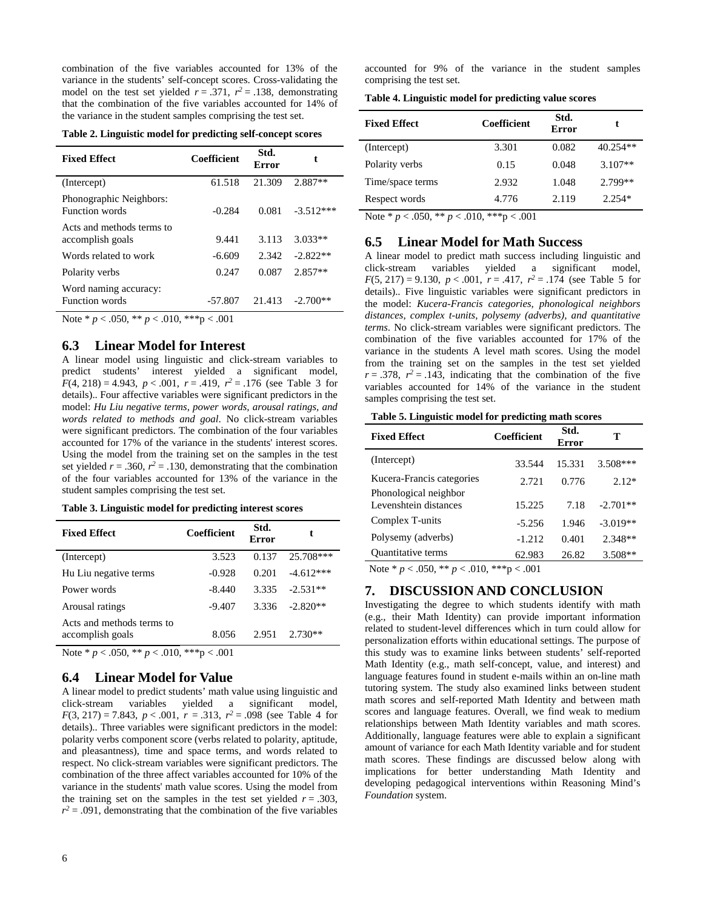combination of the five variables accounted for 13% of the variance in the students' self-concept scores. Cross-validating the model on the test set yielded $r = .371$, $r^2 = .138$, demonstrating that the combination of the five variables accounted for 14% of the variance in the student samples comprising the test set.

**Table 2. Linguistic model for predicting self-concept scores**

| Fixed Effect | Coefficient | Std. Error | t |
|---|---|---|---|
| (Intercept) | 61.518 | 21.309 | 2.887** |
| Phonographic Neighbors: Function words | -0.284 | 0.081 | -3.512*** |
| Acts and methods terms to accomplish goals | 9.441 | 3.113 | 3.033** |
| Words related to work | -6.609 | 2.342 | -2.822** |
| Polarity verbs | 0.247 | 0.087 | 2.857** |
| Word naming accuracy: Function words | -57.807 | 21.413 | -2.700** |

Note * $p < .050$, ** $p < .010$, *** $p < .001$

## 6.3 Linear Model for Interest

A linear model using linguistic and click-stream variables to predict students' interest yielded a significant model, $F(4, 218) = 4.943$, $p < .001$, $r = .419$, $r^2 = .176$ (see Table 3 for details).. Four affective variables were significant predictors in the model: *Hu Liu negative terms, power words, arousal ratings, and words related to methods and goal*. No click-stream variables were significant predictors. The combination of the four variables accounted for 17% of the variance in the students' interest scores. Using the model from the training set on the samples in the test set yielded $r = .360$, $r^2 = .130$, demonstrating that the combination of the four variables accounted for 13% of the variance in the student samples comprising the test set.

**Table 3. Linguistic model for predicting interest scores**

| Fixed Effect | Coefficient | Std. Error | t |
|---|---|---|---|
| (Intercept) | 3.523 | 0.137 | 25.708*** |
| Hu Liu negative terms | -0.928 | 0.201 | -4.612*** |
| Power words | -8.440 | 3.335 | -2.531** |
| Arousal ratings | -9.407 | 3.336 | -2.820** |
| Acts and methods terms to accomplish goals | 8.056 | 2.951 | 2.730** |

Note * $p < .050$, ** $p < .010$, *** $p < .001$

## 6.4 Linear Model for Value

A linear model to predict students' math value using linguistic and click-stream variables yielded a significant model, $F(3, 217) = 7.843$, $p < .001$, $r = .313$, $r^2 = .098$ (see Table 4 for details).. Three variables were significant predictors in the model: polarity verbs component score (verbs related to polarity, aptitude, and pleasantness), time and space terms, and words related to respect. No click-stream variables were significant predictors. The combination of the three affect variables accounted for 10% of the variance in the students' math value scores. Using the model from the training set on the samples in the test set yielded $r = .303$, $r^2 = .091$, demonstrating that the combination of the five variables accounted for 9% of the variance in the student samples comprising the test set.

**Table 4. Linguistic model for predicting value scores**

| Fixed Effect | Coefficient | Std. Error | t |
|---|---|---|---|
| (Intercept) | 3.301 | 0.082 | 40.254** |
| Polarity verbs | 0.15 | 0.048 | 3.107** |
| Time/space terms | 2.932 | 1.048 | 2.799** |
| Respect words | 4.776 | 2.119 | 2.254* |

Note * $p < .050$, ** $p < .010$, *** $p < .001$

## 6.5 Linear Model for Math Success

A linear model to predict math success including linguistic and click-stream variables yielded a significant model, $F(5, 217) = 9.130$, $p < .001$, $r = .417$, $r^2 = .174$ (see Table 5 for details).. Five linguistic variables were significant predictors in the model: *Kucera-Francis categories, phonological neighbors distances, complex t-units, polysemy (adverbs), and quantitative terms*. No click-stream variables were significant predictors. The combination of the five variables accounted for 17% of the variance in the students A level math scores. Using the model from the training set on the samples in the test set yielded $r = .378$, $r^2 = .143$, indicating that the combination of the five variables accounted for 14% of the variance in the student samples comprising the test set.

**Table 5. Linguistic model for predicting math scores**

| Fixed Effect | Coefficient | Std. Error | T |
|---|---|---|---|
| (Intercept) | 33.544 | 15.331 | 3.508*** |
| Kucera-Francis categories | 2.721 | 0.776 | 2.12* |
| Phonological neighbor Levenshtein distances | 15.225 | 7.18 | -2.701** |
| Complex T-units | -5.256 | 1.946 | -3.019** |
| Polysemy (adverbs) | -1.212 | 0.401 | 2.348** |
| Quantitative terms | 62.983 | 26.82 | 3.508** |

Note * $p < .050$, ** $p < .010$, *** $p < .001$

# 7. DISCUSSION AND CONCLUSION

Investigating the degree to which students identify with math (e.g., their Math Identity) can provide important information related to student-level differences which in turn could allow for personalization efforts within educational settings. The purpose of this study was to examine links between students' self-reported Math Identity (e.g., math self-concept, value, and interest) and language features found in student e-mails within an on-line math tutoring system. The study also examined links between student math scores and self-reported Math Identity and between math scores and language features. Overall, we find weak to medium relationships between Math Identity variables and math scores. Additionally, language features were able to explain a significant amount of variance for each Math Identity variable and for student math scores. These findings are discussed below along with implications for better understanding Math Identity and developing pedagogical interventions within Reasoning Mind's *Foundation* system.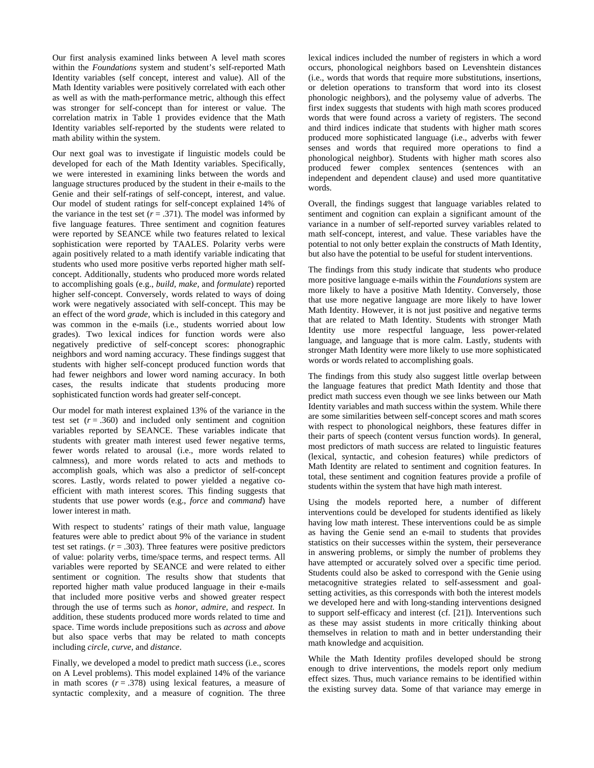Our first analysis examined links between A level math scores within the *Foundations* system and student's self-reported Math Identity variables (self concept, interest and value). All of the Math Identity variables were positively correlated with each other as well as with the math-performance metric, although this effect was stronger for self-concept than for interest or value. The correlation matrix in Table 1 provides evidence that the Math Identity variables self-reported by the students were related to math ability within the system.

Our next goal was to investigate if linguistic models could be developed for each of the Math Identity variables. Specifically, we were interested in examining links between the words and language structures produced by the student in their e-mails to the Genie and their self-ratings of self-concept, interest, and value. Our model of student ratings for self-concept explained 14% of the variance in the test set ($r$ = .371). The model was informed by five language features. Three sentiment and cognition features were reported by SEANCE while two features related to lexical sophistication were reported by TAALES. Polarity verbs were again positively related to a math identify variable indicating that students who used more positive verbs reported higher math self-concept. Additionally, students who produced more words related to accomplishing goals (e.g., *build*, *make*, and *formulate*) reported higher self-concept. Conversely, words related to ways of doing work were negatively associated with self-concept. This may be an effect of the word *grade*, which is included in this category and was common in the e-mails (i.e., students worried about low grades). Two lexical indices for function words were also negatively predictive of self-concept scores: phonographic neighbors and word naming accuracy. These findings suggest that students with higher self-concept produced function words that had fewer neighbors and lower word naming accuracy. In both cases, the results indicate that students producing more sophisticated function words had greater self-concept.

Our model for math interest explained 13% of the variance in the test set ($r$ = .360) and included only sentiment and cognition variables reported by SEANCE. These variables indicate that students with greater math interest used fewer negative terms, fewer words related to arousal (i.e., more words related to calmness), and more words related to acts and methods to accomplish goals, which was also a predictor of self-concept scores. Lastly, words related to power yielded a negative co-efficient with math interest scores. This finding suggests that students that use power words (e.g., *force* and *command*) have lower interest in math.

With respect to students' ratings of their math value, language features were able to predict about 9% of the variance in student test set ratings. ($r$ = .303). Three features were positive predictors of value: polarity verbs, time/space terms, and respect terms. All variables were reported by SEANCE and were related to either sentiment or cognition. The results show that students that reported higher math value produced language in their e-mails that included more positive verbs and showed greater respect through the use of terms such as *honor*, *admire*, and *respect.* In addition, these students produced more words related to time and space. Time words include prepositions such as *across* and *above* but also space verbs that may be related to math concepts including *circle*, *curve*, and *distance*.

Finally, we developed a model to predict math success (i.e., scores on A Level problems). This model explained 14% of the variance in math scores ($r$ = .378) using lexical features, a measure of syntactic complexity, and a measure of cognition. The three lexical indices included the number of registers in which a word occurs, phonological neighbors based on Levenshtein distances (i.e., words that words that require more substitutions, insertions, or deletion operations to transform that word into its closest phonologic neighbors), and the polysemy value of adverbs. The first index suggests that students with high math scores produced words that were found across a variety of registers. The second and third indices indicate that students with higher math scores produced more sophisticated language (i.e., adverbs with fewer senses and words that required more operations to find a phonological neighbor). Students with higher math scores also produced fewer complex sentences (sentences with an independent and dependent clause) and used more quantitative words.

Overall, the findings suggest that language variables related to sentiment and cognition can explain a significant amount of the variance in a number of self-reported survey variables related to math self-concept, interest, and value. These variables have the potential to not only better explain the constructs of Math Identity, but also have the potential to be useful for student interventions.

The findings from this study indicate that students who produce more positive language e-mails within the *Foundations* system are more likely to have a positive Math Identity. Conversely, those that use more negative language are more likely to have lower Math Identity. However, it is not just positive and negative terms that are related to Math Identity. Students with stronger Math Identity use more respectful language, less power-related language, and language that is more calm. Lastly, students with stronger Math Identity were more likely to use more sophisticated words or words related to accomplishing goals.

The findings from this study also suggest little overlap between the language features that predict Math Identity and those that predict math success even though we see links between our Math Identity variables and math success within the system. While there are some similarities between self-concept scores and math scores with respect to phonological neighbors, these features differ in their parts of speech (content versus function words). In general, most predictors of math success are related to linguistic features (lexical, syntactic, and cohesion features) while predictors of Math Identity are related to sentiment and cognition features. In total, these sentiment and cognition features provide a profile of students within the system that have high math interest.

Using the models reported here, a number of different interventions could be developed for students identified as likely having low math interest. These interventions could be as simple as having the Genie send an e-mail to students that provides statistics on their successes within the system, their perseverance in answering problems, or simply the number of problems they have attempted or accurately solved over a specific time period. Students could also be asked to correspond with the Genie using metacognitive strategies related to self-assessment and goal-setting activities, as this corresponds with both the interest models we developed here and with long-standing interventions designed to support self-efficacy and interest (cf. [21]). Interventions such as these may assist students in more critically thinking about themselves in relation to math and in better understanding their math knowledge and acquisition.

While the Math Identity profiles developed should be strong enough to drive interventions, the models report only medium effect sizes. Thus, much variance remains to be identified within the existing survey data. Some of that variance may emerge in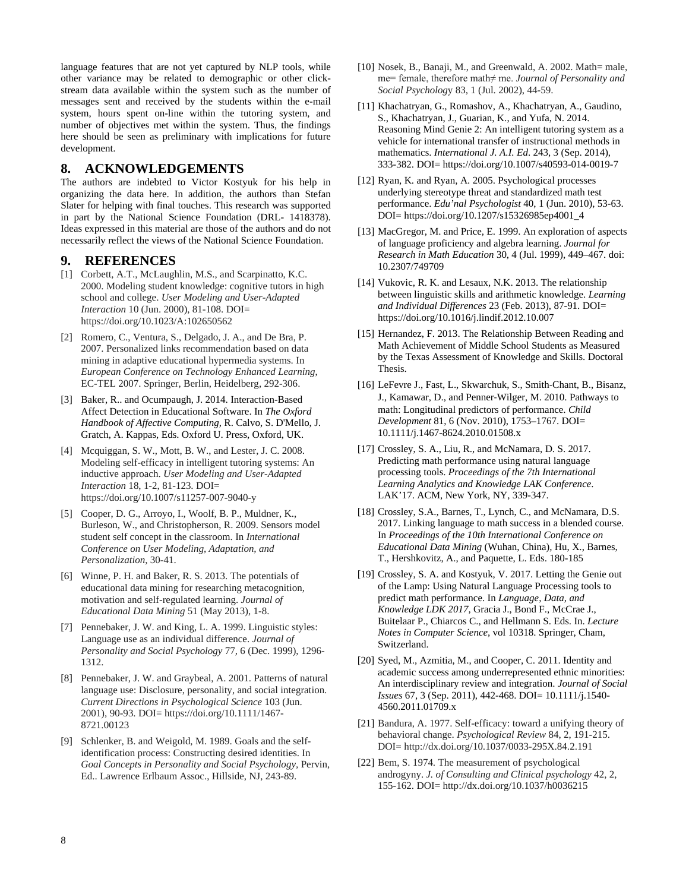language features that are not yet captured by NLP tools, while other variance may be related to demographic or other click-stream data available within the system such as the number of messages sent and received by the students within the e-mail system, hours spent on-line within the tutoring system, and number of objectives met within the system. Thus, the findings here should be seen as preliminary with implications for future development.

## 8. ACKNOWLEDGEMENTS

The authors are indebted to Victor Kostyuk for his help in organizing the data here. In addition, the authors than Stefan Slater for helping with final touches. This research was supported in part by the National Science Foundation (DRL- 1418378). Ideas expressed in this material are those of the authors and do not necessarily reflect the views of the National Science Foundation.

## 9. REFERENCES

[1] Corbett, A.T., McLaughlin, M.S., and Scarpinatto, K.C. 2000. Modeling student knowledge: cognitive tutors in high school and college. *User Modeling and User-Adapted Interaction* 10 (Jun. 2000), 81-108. DOI= https://doi.org/10.1023/A:102650562

[2] Romero, C., Ventura, S., Delgado, J. A., and De Bra, P. 2007. Personalized links recommendation based on data mining in adaptive educational hypermedia systems. In *European Conference on Technology Enhanced Learning*, EC-TEL 2007. Springer, Berlin, Heidelberg, 292-306.

[3] Baker, R.. and Ocumpaugh, J. 2014. Interaction-Based Affect Detection in Educational Software. In *The Oxford Handbook of Affective Computing*, R. Calvo, S. D'Mello, J. Gratch, A. Kappas, Eds. Oxford U. Press, Oxford, UK.

[4] Mcquiggan, S. W., Mott, B. W., and Lester, J. C. 2008. Modeling self-efficacy in intelligent tutoring systems: An inductive approach. *User Modeling and User-Adapted Interaction* 18, 1-2, 81-123. DOI= https://doi.org/10.1007/s11257-007-9040-y

[5] Cooper, D. G., Arroyo, I., Woolf, B. P., Muldner, K., Burleson, W., and Christopherson, R. 2009. Sensors model student self concept in the classroom. In *International Conference on User Modeling, Adaptation, and Personalization*, 30-41.

[6] Winne, P. H. and Baker, R. S. 2013. The potentials of educational data mining for researching metacognition, motivation and self-regulated learning. *Journal of Educational Data Mining* 51 (May 2013), 1-8.

[7] Pennebaker, J. W. and King, L. A. 1999. Linguistic styles: Language use as an individual difference. *Journal of Personality and Social Psychology* 77, 6 (Dec. 1999), 1296-1312.

[8] Pennebaker, J. W. and Graybeal, A. 2001. Patterns of natural language use: Disclosure, personality, and social integration. *Current Directions in Psychological Science* 103 (Jun. 2001), 90-93. DOI= https://doi.org/10.1111/1467-8721.00123

[9] Schlenker, B. and Weigold, M. 1989. Goals and the self-identification process: Constructing desired identities. In *Goal Concepts in Personality and Social Psychology*, Pervin, Ed.. Lawrence Erlbaum Assoc., Hillside, NJ, 243-89.

[10] Nosek, B., Banaji, M., and Greenwald, A. 2002. Math= male, me= female, therefore math≠ me. *Journal of Personality and Social Psychology* 83, 1 (Jul. 2002), 44-59.

[11] Khachatryan, G., Romashov, A., Khachatryan, A., Gaudino, S., Khachatryan, J., Guarian, K., and Yufa, N. 2014. Reasoning Mind Genie 2: An intelligent tutoring system as a vehicle for international transfer of instructional methods in mathematics. *International J. A.I. Ed*. 243, 3 (Sep. 2014), 333-382. DOI= https://doi.org/10.1007/s40593-014-0019-7

[12] Ryan, K. and Ryan, A. 2005. Psychological processes underlying stereotype threat and standardized math test performance. *Edu'nal Psychologist* 40, 1 (Jun. 2010), 53-63. DOI= https://doi.org/10.1207/s15326985ep4001_4

[13] MacGregor, M. and Price, E. 1999. An exploration of aspects of language proficiency and algebra learning. *Journal for Research in Math Education* 30, 4 (Jul. 1999), 449–467. doi: 10.2307/749709

[14] Vukovic, R. K. and Lesaux, N.K. 2013. The relationship between linguistic skills and arithmetic knowledge. *Learning and Individual Differences* 23 (Feb. 2013), 87-91. DOI= https://doi.org/10.1016/j.lindif.2012.10.007

[15] Hernandez, F. 2013. The Relationship Between Reading and Math Achievement of Middle School Students as Measured by the Texas Assessment of Knowledge and Skills. Doctoral Thesis.

[16] LeFevre J., Fast, L., Skwarchuk, S., Smith-Chant, B., Bisanz, J., Kamawar, D., and Penner-Wilger, M. 2010. Pathways to math: Longitudinal predictors of performance. *Child Development* 81, 6 (Nov. 2010), 1753–1767. DOI= 10.1111/j.1467-8624.2010.01508.x

[17] Crossley, S. A., Liu, R., and McNamara, D. S. 2017. Predicting math performance using natural language processing tools. *Proceedings of the 7th International Learning Analytics and Knowledge LAK Conference*. LAK'17. ACM, New York, NY, 339-347.

[18] Crossley, S.A., Barnes, T., Lynch, C., and McNamara, D.S. 2017. Linking language to math success in a blended course. In *Proceedings of the 10th International Conference on Educational Data Mining* (Wuhan, China), Hu, X., Barnes, T., Hershkovitz, A., and Paquette, L. Eds. 180-185

[19] Crossley, S. A. and Kostyuk, V. 2017. Letting the Genie out of the Lamp: Using Natural Language Processing tools to predict math performance. In *Language, Data, and Knowledge LDK 2017*, Gracia J., Bond F., McCrae J., Buitelaar P., Chiarcos C., and Hellmann S. Eds. In. *Lecture Notes in Computer Science*, vol 10318. Springer, Cham, Switzerland.

[20] Syed, M., Azmitia, M., and Cooper, C. 2011. Identity and academic success among underrepresented ethnic minorities: An interdisciplinary review and integration. *Journal of Social Issues* 67, 3 (Sep. 2011), 442-468. DOI= 10.1111/j.1540-4560.2011.01709.x

[21] Bandura, A. 1977. Self-efficacy: toward a unifying theory of behavioral change. *Psychological Review* 84, 2, 191-215. DOI= http://dx.doi.org/10.1037/0033-295X.84.2.191

[22] Bem, S. 1974. The measurement of psychological androgyny. *J. of Consulting and Clinical psychology* 42, 2, 155-162. DOI= http://dx.doi.org/10.1037/h0036215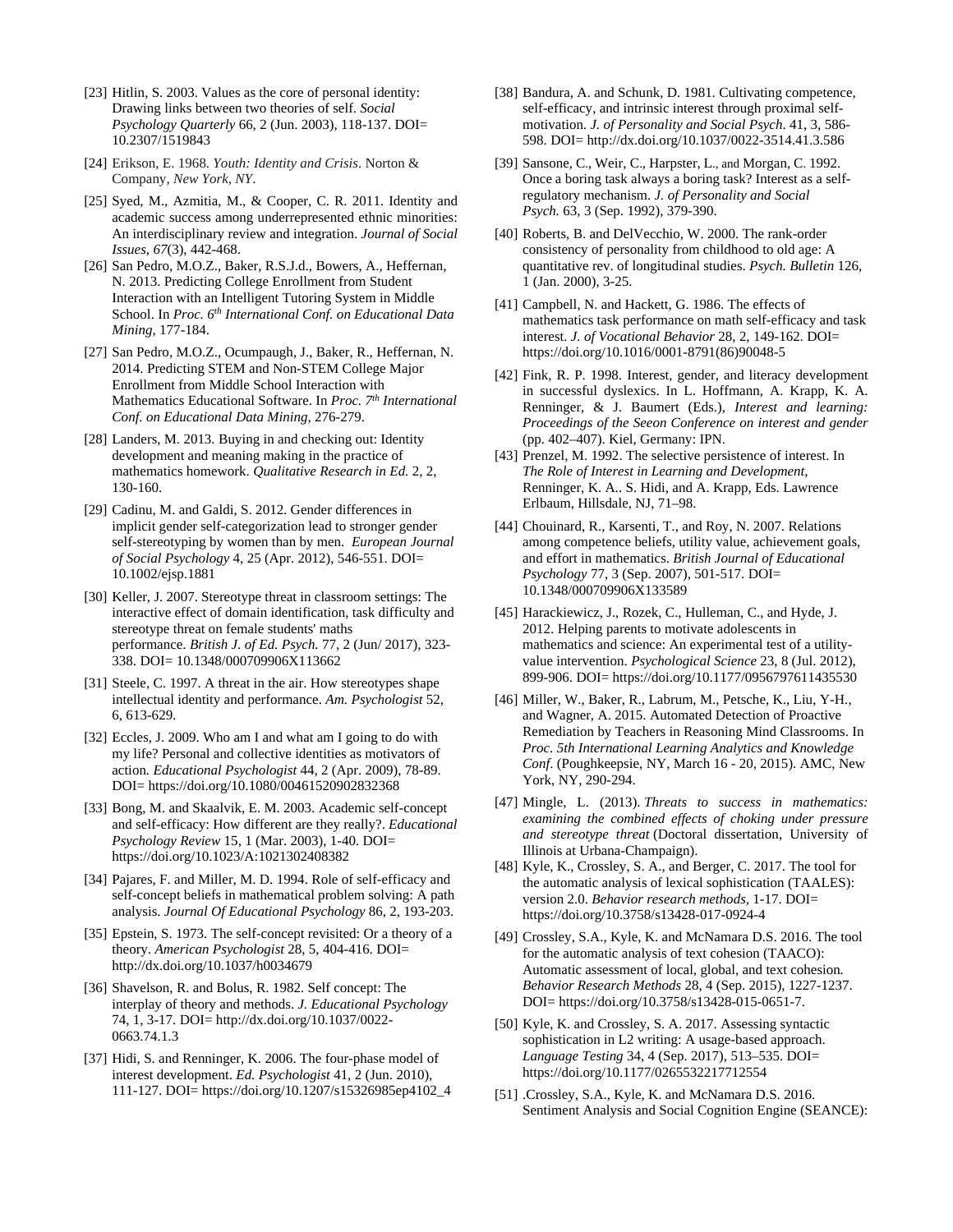[23] Hitlin, S. 2003. Values as the core of personal identity: Drawing links between two theories of self. *Social Psychology Quarterly* 66, 2 (Jun. 2003), 118-137. DOI= 10.2307/1519843

[24] Erikson, E. 1968. *Youth: Identity and Crisis*. Norton & Company, *New York, NY*.

[25] Syed, M., Azmitia, M., & Cooper, C. R. 2011. Identity and academic success among underrepresented ethnic minorities: An interdisciplinary review and integration. *Journal of Social Issues*, *67*(3), 442-468.

[26] San Pedro, M.O.Z., Baker, R.S.J.d., Bowers, A., Heffernan, N. 2013. Predicting College Enrollment from Student Interaction with an Intelligent Tutoring System in Middle School. In *Proc. 6th International Conf. on Educational Data Mining*, 177-184.

[27] San Pedro, M.O.Z., Ocumpaugh, J., Baker, R., Heffernan, N. 2014. Predicting STEM and Non-STEM College Major Enrollment from Middle School Interaction with Mathematics Educational Software. In *Proc. 7th International Conf. on Educational Data Mining*, 276-279.

[28] Landers, M. 2013. Buying in and checking out: Identity development and meaning making in the practice of mathematics homework. *Qualitative Research in Ed.* 2, 2, 130-160.

[29] Cadinu, M. and Galdi, S. 2012. Gender differences in implicit gender self-categorization lead to stronger gender self-stereotyping by women than by men. *European Journal of Social Psychology* 4, 25 (Apr. 2012), 546-551. DOI= 10.1002/ejsp.1881

[30] Keller, J. 2007. Stereotype threat in classroom settings: The interactive effect of domain identification, task difficulty and stereotype threat on female students' maths performance. *British J. of Ed. Psych.* 77, 2 (Jun/ 2017), 323-338. DOI= 10.1348/000709906X113662

[31] Steele, C. 1997. A threat in the air. How stereotypes shape intellectual identity and performance. *Am. Psychologist* 52, 6, 613-629.

[32] Eccles, J. 2009. Who am I and what am I going to do with my life? Personal and collective identities as motivators of action. *Educational Psychologist* 44, 2 (Apr. 2009), 78-89. DOI= https://doi.org/10.1080/00461520902832368

[33] Bong, M. and Skaalvik, E. M. 2003. Academic self-concept and self-efficacy: How different are they really?. *Educational Psychology Review* 15, 1 (Mar. 2003), 1-40. DOI= https://doi.org/10.1023/A:1021302408382

[34] Pajares, F. and Miller, M. D. 1994. Role of self-efficacy and self-concept beliefs in mathematical problem solving: A path analysis. *Journal Of Educational Psychology* 86, 2, 193-203.

[35] Epstein, S. 1973. The self-concept revisited: Or a theory of a theory. *American Psychologist* 28, 5, 404-416. DOI= http://dx.doi.org/10.1037/h0034679

[36] Shavelson, R. and Bolus, R. 1982. Self concept: The interplay of theory and methods. *J. Educational Psychology* 74, 1, 3-17. DOI= http://dx.doi.org/10.1037/0022-0663.74.1.3

[37] Hidi, S. and Renninger, K. 2006. The four-phase model of interest development. *Ed. Psychologist* 41, 2 (Jun. 2010), 111-127. DOI= https://doi.org/10.1207/s15326985ep4102_4

[38] Bandura, A. and Schunk, D. 1981. Cultivating competence, self-efficacy, and intrinsic interest through proximal self-motivation. *J. of Personality and Social Psych*. 41, 3, 586-598. DOI= http://dx.doi.org/10.1037/0022-3514.41.3.586

[39] Sansone, C., Weir, C., Harpster, L., and Morgan, C. 1992. Once a boring task always a boring task? Interest as a self-regulatory mechanism. *J. of Personality and Social Psych.* 63, 3 (Sep. 1992), 379-390.

[40] Roberts, B. and DelVecchio, W. 2000. The rank-order consistency of personality from childhood to old age: A quantitative rev. of longitudinal studies. *Psych. Bulletin* 126, 1 (Jan. 2000), 3-25.

[41] Campbell, N. and Hackett, G. 1986. The effects of mathematics task performance on math self-efficacy and task interest. *J. of Vocational Behavior* 28, 2, 149-162. DOI= https://doi.org/10.1016/0001-8791(86)90048-5

[42] Fink, R. P. 1998. Interest, gender, and literacy development in successful dyslexics. In L. Hoffmann, A. Krapp, K. A. Renninger, & J. Baumert (Eds.), *Interest and learning: Proceedings of the Seeon Conference on interest and gender* (pp. 402–407). Kiel, Germany: IPN.

[43] Prenzel, M. 1992. The selective persistence of interest. In *The Role of Interest in Learning and Development*, Renninger, K. A.. S. Hidi, and A. Krapp, Eds. Lawrence Erlbaum, Hillsdale, NJ, 71–98.

[44] Chouinard, R., Karsenti, T., and Roy, N. 2007. Relations among competence beliefs, utility value, achievement goals, and effort in mathematics. *British Journal of Educational Psychology* 77, 3 (Sep. 2007), 501-517. DOI= 10.1348/000709906X133589

[45] Harackiewicz, J., Rozek, C., Hulleman, C., and Hyde, J. 2012. Helping parents to motivate adolescents in mathematics and science: An experimental test of a utility-value intervention. *Psychological Science* 23, 8 (Jul. 2012), 899-906. DOI= https://doi.org/10.1177/0956797611435530

[46] Miller, W., Baker, R., Labrum, M., Petsche, K., Liu, Y-H., and Wagner, A. 2015. Automated Detection of Proactive Remediation by Teachers in Reasoning Mind Classrooms. In *Proc. 5th International Learning Analytics and Knowledge Conf*. (Poughkeepsie, NY, March 16 - 20, 2015). AMC, New York, NY, 290-294.

[47] Mingle, L. (2013). *Threats to success in mathematics: examining the combined effects of choking under pressure and stereotype threat* (Doctoral dissertation, University of Illinois at Urbana-Champaign).

[48] Kyle, K., Crossley, S. A., and Berger, C. 2017. The tool for the automatic analysis of lexical sophistication (TAALES): version 2.0. *Behavior research methods*, 1-17. DOI= https://doi.org/10.3758/s13428-017-0924-4

[49] Crossley, S.A., Kyle, K. and McNamara D.S. 2016. The tool for the automatic analysis of text cohesion (TAACO): Automatic assessment of local, global, and text cohesion. *Behavior Research Methods* 28, 4 (Sep. 2015), 1227-1237. DOI= https://doi.org/10.3758/s13428-015-0651-7.

[50] Kyle, K. and Crossley, S. A. 2017. Assessing syntactic sophistication in L2 writing: A usage-based approach. *Language Testing* 34, 4 (Sep. 2017), 513–535. DOI= https://doi.org/10.1177/0265532217712554

[51] .Crossley, S.A., Kyle, K. and McNamara D.S. 2016. Sentiment Analysis and Social Cognition Engine (SEANCE):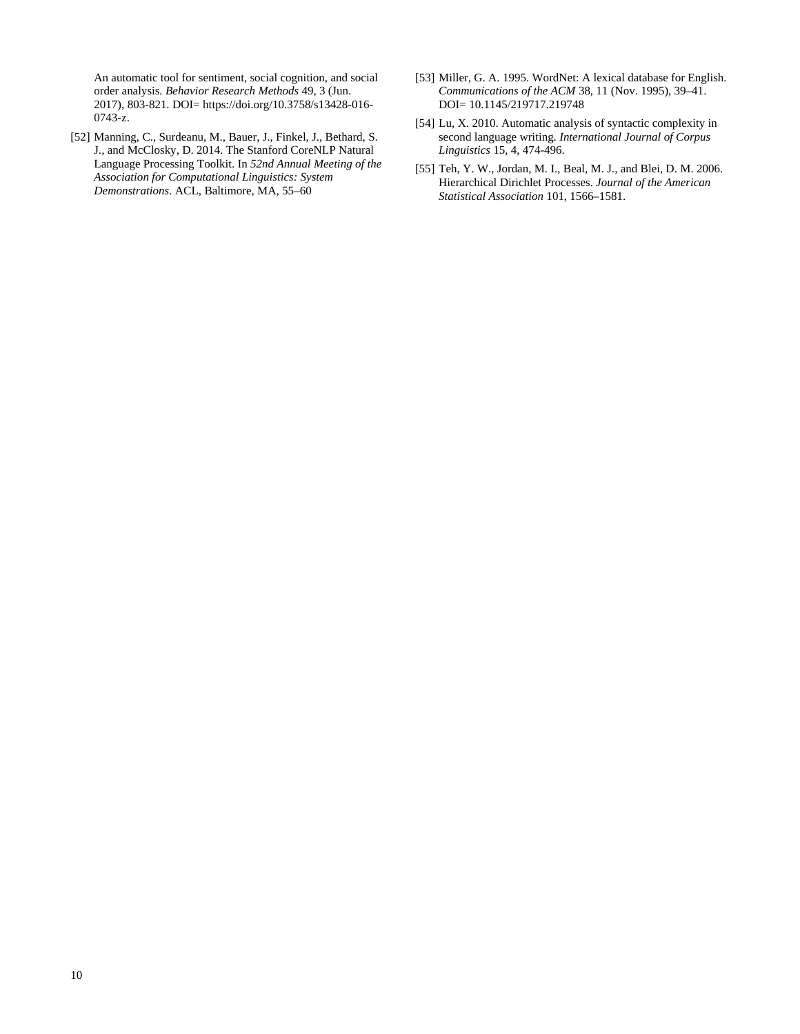An automatic tool for sentiment, social cognition, and social order analysis. *Behavior Research Methods* 49, 3 (Jun. 2017), 803-821. DOI= https://doi.org/10.3758/s13428-016-0743-z.

[52] Manning, C., Surdeanu, M., Bauer, J., Finkel, J., Bethard, S. J., and McClosky, D. 2014. The Stanford CoreNLP Natural Language Processing Toolkit. In *52nd Annual Meeting of the Association for Computational Linguistics: System Demonstrations*. ACL, Baltimore, MA, 55–60

[53] Miller, G. A. 1995. WordNet: A lexical database for English. *Communications of the ACM* 38, 11 (Nov. 1995), 39–41. DOI= 10.1145/219717.219748

[54] Lu, X. 2010. Automatic analysis of syntactic complexity in second language writing. *International Journal of Corpus Linguistics* 15, 4, 474-496.

[55] Teh, Y. W., Jordan, M. I., Beal, M. J., and Blei, D. M. 2006. Hierarchical Dirichlet Processes. *Journal of the American Statistical Association* 101, 1566–1581.